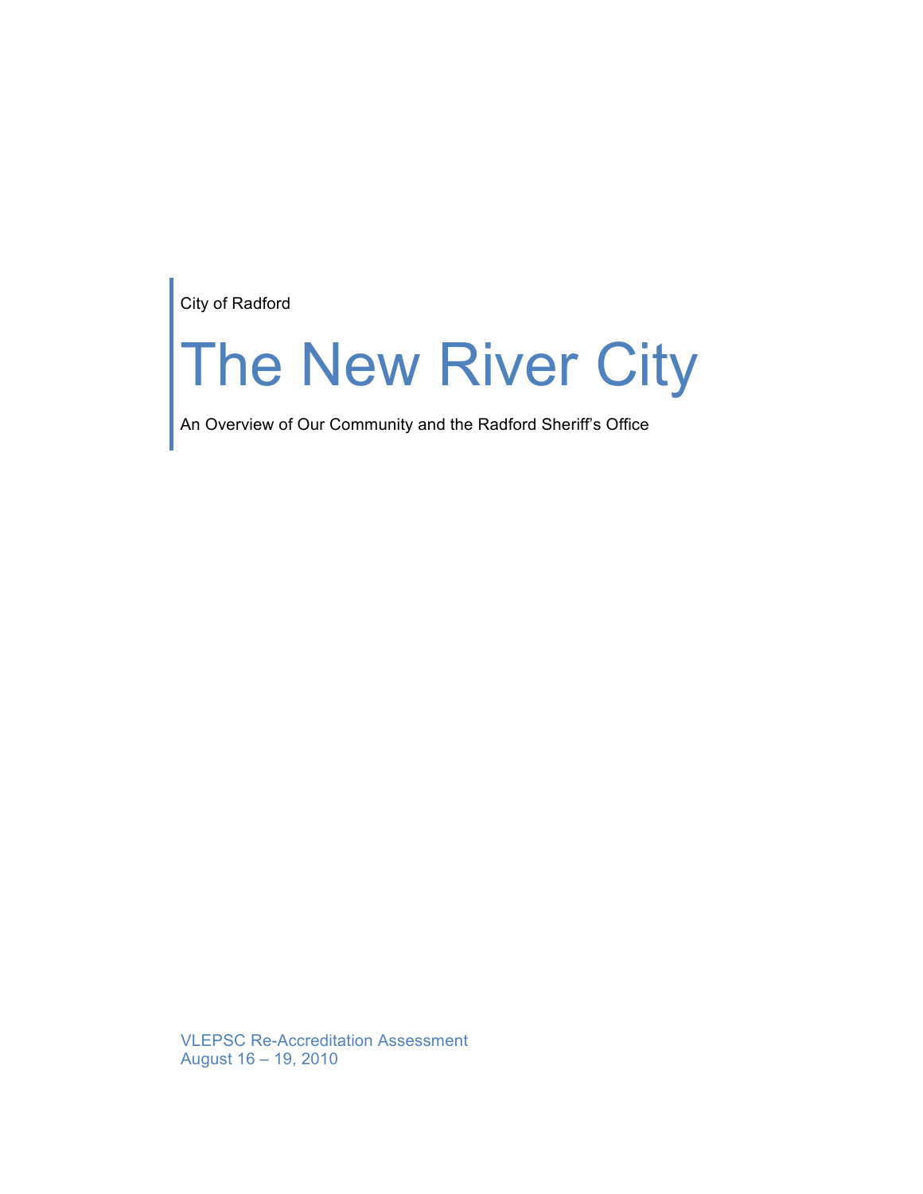City of Radford

# The New River City

An Overview of Our Community and the Radford Sheriff's Office

VLEPSC Re-Accreditation Assessment
August 16 – 19, 2010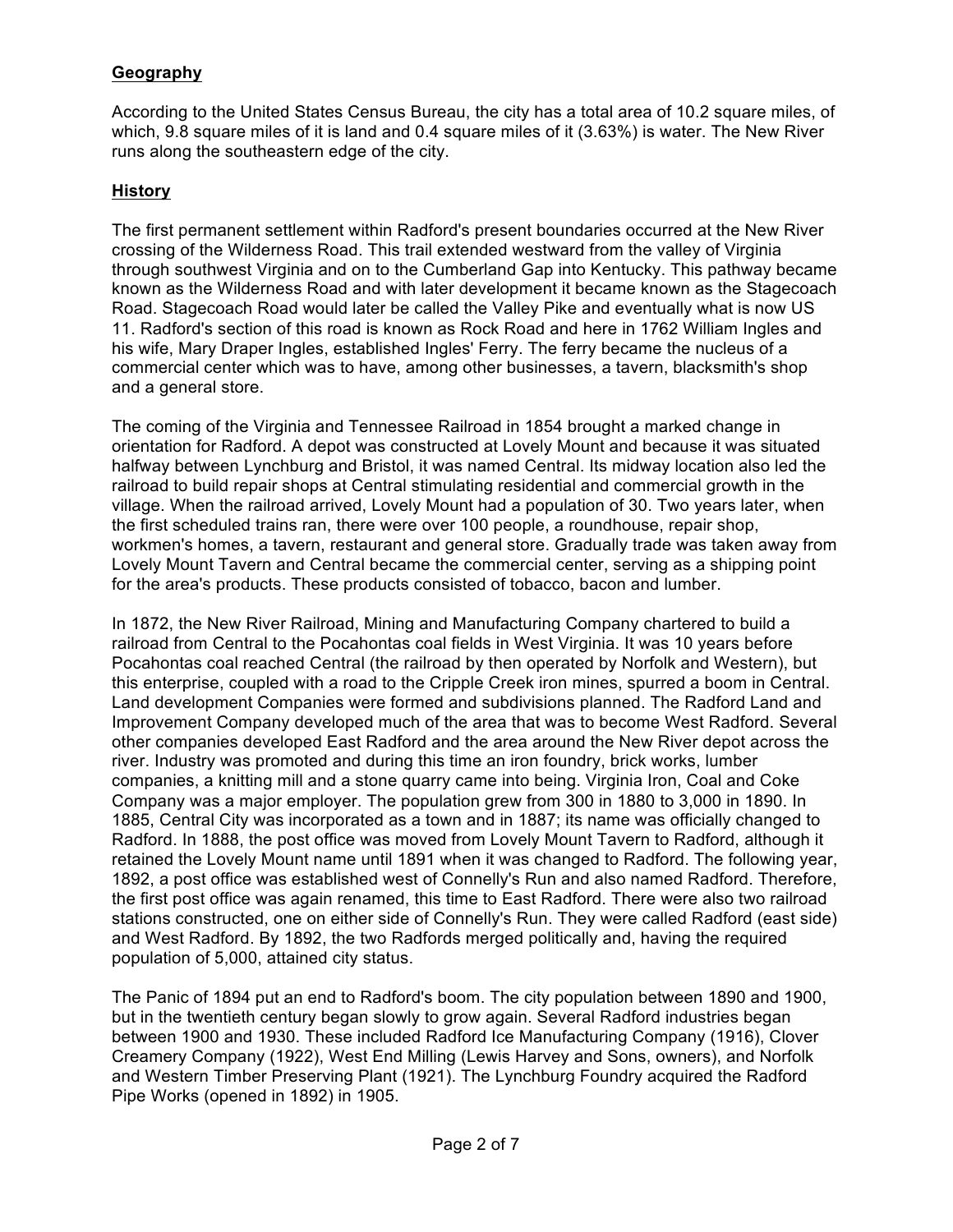## Geography

According to the United States Census Bureau, the city has a total area of 10.2 square miles, of which, 9.8 square miles of it is land and 0.4 square miles of it (3.63%) is water. The New River runs along the southeastern edge of the city.

## History

The first permanent settlement within Radford's present boundaries occurred at the New River crossing of the Wilderness Road. This trail extended westward from the valley of Virginia through southwest Virginia and on to the Cumberland Gap into Kentucky. This pathway became known as the Wilderness Road and with later development it became known as the Stagecoach Road. Stagecoach Road would later be called the Valley Pike and eventually what is now US 11. Radford's section of this road is known as Rock Road and here in 1762 William Ingles and his wife, Mary Draper Ingles, established Ingles' Ferry. The ferry became the nucleus of a commercial center which was to have, among other businesses, a tavern, blacksmith's shop and a general store.

The coming of the Virginia and Tennessee Railroad in 1854 brought a marked change in orientation for Radford. A depot was constructed at Lovely Mount and because it was situated halfway between Lynchburg and Bristol, it was named Central. Its midway location also led the railroad to build repair shops at Central stimulating residential and commercial growth in the village. When the railroad arrived, Lovely Mount had a population of 30. Two years later, when the first scheduled trains ran, there were over 100 people, a roundhouse, repair shop, workmen's homes, a tavern, restaurant and general store. Gradually trade was taken away from Lovely Mount Tavern and Central became the commercial center, serving as a shipping point for the area's products. These products consisted of tobacco, bacon and lumber.

In 1872, the New River Railroad, Mining and Manufacturing Company chartered to build a railroad from Central to the Pocahontas coal fields in West Virginia. It was 10 years before Pocahontas coal reached Central (the railroad by then operated by Norfolk and Western), but this enterprise, coupled with a road to the Cripple Creek iron mines, spurred a boom in Central. Land development Companies were formed and subdivisions planned. The Radford Land and Improvement Company developed much of the area that was to become West Radford. Several other companies developed East Radford and the area around the New River depot across the river. Industry was promoted and during this time an iron foundry, brick works, lumber companies, a knitting mill and a stone quarry came into being. Virginia Iron, Coal and Coke Company was a major employer. The population grew from 300 in 1880 to 3,000 in 1890. In 1885, Central City was incorporated as a town and in 1887; its name was officially changed to Radford. In 1888, the post office was moved from Lovely Mount Tavern to Radford, although it retained the Lovely Mount name until 1891 when it was changed to Radford. The following year, 1892, a post office was established west of Connelly's Run and also named Radford. Therefore, the first post office was again renamed, this time to East Radford. There were also two railroad stations constructed, one on either side of Connelly's Run. They were called Radford (east side) and West Radford. By 1892, the two Radfords merged politically and, having the required population of 5,000, attained city status.

The Panic of 1894 put an end to Radford's boom. The city population between 1890 and 1900, but in the twentieth century began slowly to grow again. Several Radford industries began between 1900 and 1930. These included Radford Ice Manufacturing Company (1916), Clover Creamery Company (1922), West End Milling (Lewis Harvey and Sons, owners), and Norfolk and Western Timber Preserving Plant (1921). The Lynchburg Foundry acquired the Radford Pipe Works (opened in 1892) in 1905.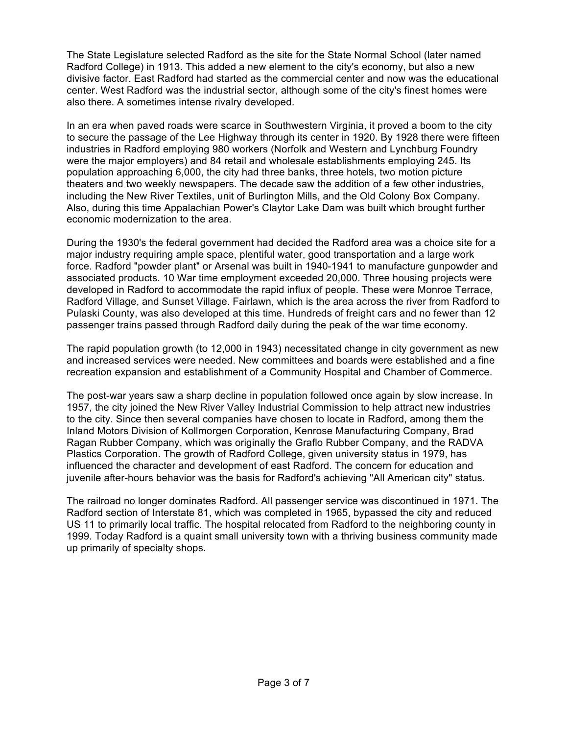The State Legislature selected Radford as the site for the State Normal School (later named Radford College) in 1913. This added a new element to the city's economy, but also a new divisive factor. East Radford had started as the commercial center and now was the educational center. West Radford was the industrial sector, although some of the city's finest homes were also there. A sometimes intense rivalry developed.

In an era when paved roads were scarce in Southwestern Virginia, it proved a boom to the city to secure the passage of the Lee Highway through its center in 1920. By 1928 there were fifteen industries in Radford employing 980 workers (Norfolk and Western and Lynchburg Foundry were the major employers) and 84 retail and wholesale establishments employing 245. Its population approaching 6,000, the city had three banks, three hotels, two motion picture theaters and two weekly newspapers. The decade saw the addition of a few other industries, including the New River Textiles, unit of Burlington Mills, and the Old Colony Box Company. Also, during this time Appalachian Power's Claytor Lake Dam was built which brought further economic modernization to the area.

During the 1930's the federal government had decided the Radford area was a choice site for a major industry requiring ample space, plentiful water, good transportation and a large work force. Radford "powder plant" or Arsenal was built in 1940-1941 to manufacture gunpowder and associated products. 10 War time employment exceeded 20,000. Three housing projects were developed in Radford to accommodate the rapid influx of people. These were Monroe Terrace, Radford Village, and Sunset Village. Fairlawn, which is the area across the river from Radford to Pulaski County, was also developed at this time. Hundreds of freight cars and no fewer than 12 passenger trains passed through Radford daily during the peak of the war time economy.

The rapid population growth (to 12,000 in 1943) necessitated change in city government as new and increased services were needed. New committees and boards were established and a fine recreation expansion and establishment of a Community Hospital and Chamber of Commerce.

The post-war years saw a sharp decline in population followed once again by slow increase. In 1957, the city joined the New River Valley Industrial Commission to help attract new industries to the city. Since then several companies have chosen to locate in Radford, among them the Inland Motors Division of Kollmorgen Corporation, Kenrose Manufacturing Company, Brad Ragan Rubber Company, which was originally the Graflo Rubber Company, and the RADVA Plastics Corporation. The growth of Radford College, given university status in 1979, has influenced the character and development of east Radford. The concern for education and juvenile after-hours behavior was the basis for Radford's achieving "All American city" status.

The railroad no longer dominates Radford. All passenger service was discontinued in 1971. The Radford section of Interstate 81, which was completed in 1965, bypassed the city and reduced US 11 to primarily local traffic. The hospital relocated from Radford to the neighboring county in 1999. Today Radford is a quaint small university town with a thriving business community made up primarily of specialty shops.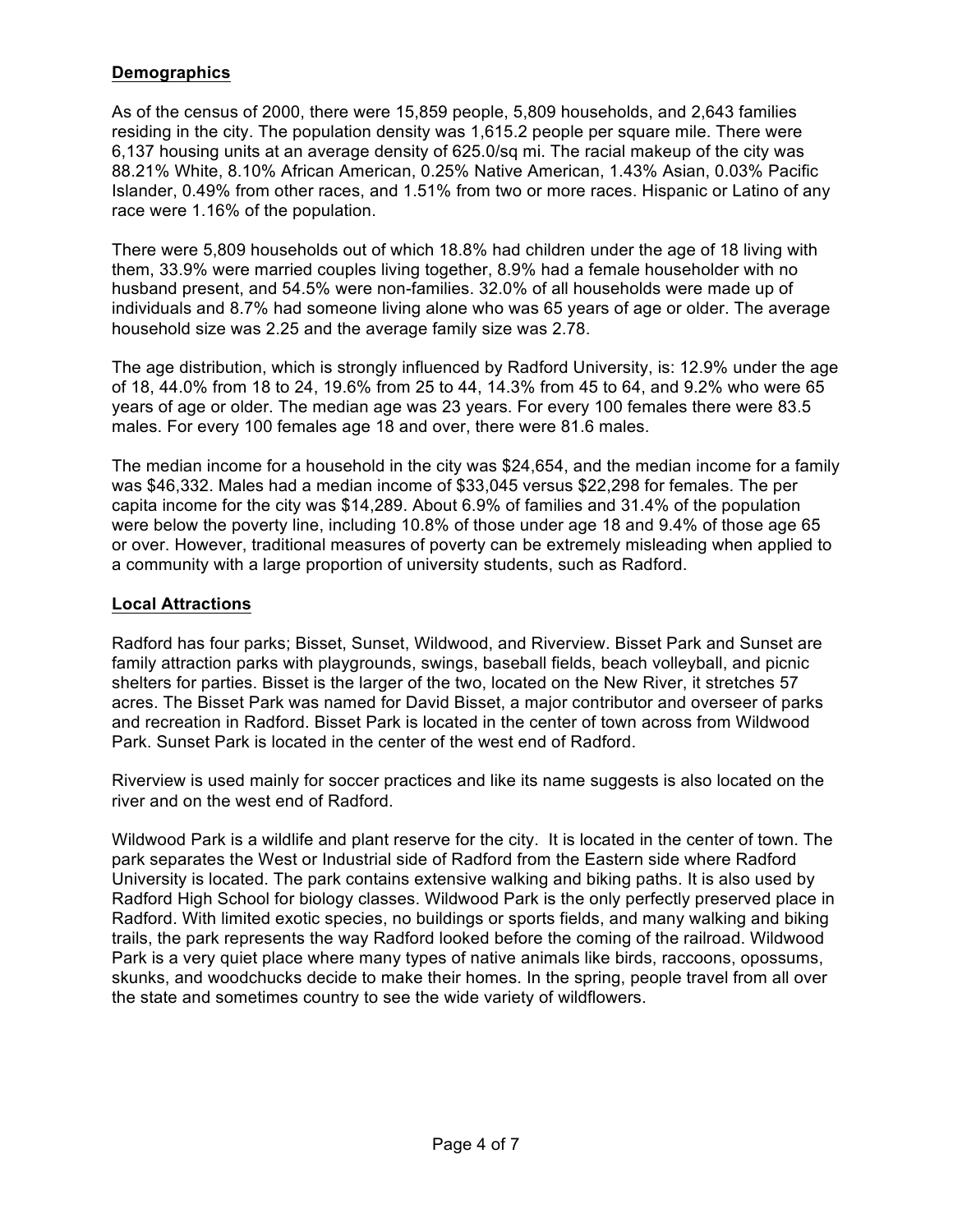## **Demographics**

As of the census of 2000, there were 15,859 people, 5,809 households, and 2,643 families residing in the city. The population density was 1,615.2 people per square mile. There were 6,137 housing units at an average density of 625.0/sq mi. The racial makeup of the city was 88.21% White, 8.10% African American, 0.25% Native American, 1.43% Asian, 0.03% Pacific Islander, 0.49% from other races, and 1.51% from two or more races. Hispanic or Latino of any race were 1.16% of the population.

There were 5,809 households out of which 18.8% had children under the age of 18 living with them, 33.9% were married couples living together, 8.9% had a female householder with no husband present, and 54.5% were non-families. 32.0% of all households were made up of individuals and 8.7% had someone living alone who was 65 years of age or older. The average household size was 2.25 and the average family size was 2.78.

The age distribution, which is strongly influenced by Radford University, is: 12.9% under the age of 18, 44.0% from 18 to 24, 19.6% from 25 to 44, 14.3% from 45 to 64, and 9.2% who were 65 years of age or older. The median age was 23 years. For every 100 females there were 83.5 males. For every 100 females age 18 and over, there were 81.6 males.

The median income for a household in the city was $24,654, and the median income for a family was $46,332. Males had a median income of $33,045 versus $22,298 for females. The per capita income for the city was $14,289. About 6.9% of families and 31.4% of the population were below the poverty line, including 10.8% of those under age 18 and 9.4% of those age 65 or over. However, traditional measures of poverty can be extremely misleading when applied to a community with a large proportion of university students, such as Radford.

## **Local Attractions**

Radford has four parks; Bisset, Sunset, Wildwood, and Riverview. Bisset Park and Sunset are family attraction parks with playgrounds, swings, baseball fields, beach volleyball, and picnic shelters for parties. Bisset is the larger of the two, located on the New River, it stretches 57 acres. The Bisset Park was named for David Bisset, a major contributor and overseer of parks and recreation in Radford. Bisset Park is located in the center of town across from Wildwood Park. Sunset Park is located in the center of the west end of Radford.

Riverview is used mainly for soccer practices and like its name suggests is also located on the river and on the west end of Radford.

Wildwood Park is a wildlife and plant reserve for the city. It is located in the center of town. The park separates the West or Industrial side of Radford from the Eastern side where Radford University is located. The park contains extensive walking and biking paths. It is also used by Radford High School for biology classes. Wildwood Park is the only perfectly preserved place in Radford. With limited exotic species, no buildings or sports fields, and many walking and biking trails, the park represents the way Radford looked before the coming of the railroad. Wildwood Park is a very quiet place where many types of native animals like birds, raccoons, opossums, skunks, and woodchucks decide to make their homes. In the spring, people travel from all over the state and sometimes country to see the wide variety of wildflowers.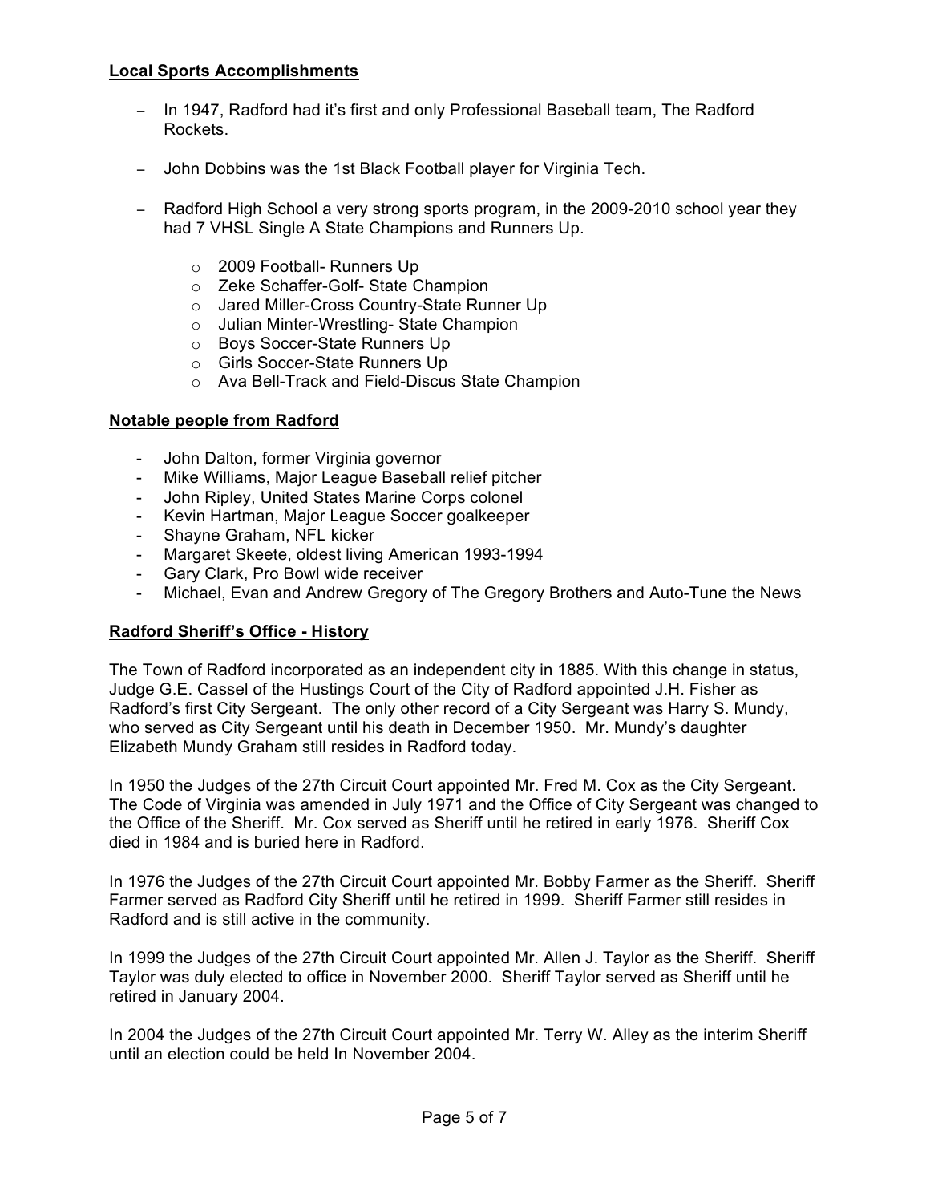**Local Sports Accomplishments**

- In 1947, Radford had it's first and only Professional Baseball team, The Radford Rockets.

- John Dobbins was the 1st Black Football player for Virginia Tech.

- Radford High School a very strong sports program, in the 2009-2010 school year they had 7 VHSL Single A State Champions and Runners Up.

    - 2009 Football- Runners Up
    - Zeke Schaffer-Golf- State Champion
    - Jared Miller-Cross Country-State Runner Up
    - Julian Minter-Wrestling- State Champion
    - Boys Soccer-State Runners Up
    - Girls Soccer-State Runners Up
    - Ava Bell-Track and Field-Discus State Champion

**Notable people from Radford**

- John Dalton, former Virginia governor
- Mike Williams, Major League Baseball relief pitcher
- John Ripley, United States Marine Corps colonel
- Kevin Hartman, Major League Soccer goalkeeper
- Shayne Graham, NFL kicker
- Margaret Skeete, oldest living American 1993-1994
- Gary Clark, Pro Bowl wide receiver
- Michael, Evan and Andrew Gregory of The Gregory Brothers and Auto-Tune the News

**Radford Sheriff's Office - History**

The Town of Radford incorporated as an independent city in 1885. With this change in status, Judge G.E. Cassel of the Hustings Court of the City of Radford appointed J.H. Fisher as Radford's first City Sergeant. The only other record of a City Sergeant was Harry S. Mundy, who served as City Sergeant until his death in December 1950. Mr. Mundy's daughter Elizabeth Mundy Graham still resides in Radford today.

In 1950 the Judges of the 27th Circuit Court appointed Mr. Fred M. Cox as the City Sergeant. The Code of Virginia was amended in July 1971 and the Office of City Sergeant was changed to the Office of the Sheriff. Mr. Cox served as Sheriff until he retired in early 1976. Sheriff Cox died in 1984 and is buried here in Radford.

In 1976 the Judges of the 27th Circuit Court appointed Mr. Bobby Farmer as the Sheriff. Sheriff Farmer served as Radford City Sheriff until he retired in 1999. Sheriff Farmer still resides in Radford and is still active in the community.

In 1999 the Judges of the 27th Circuit Court appointed Mr. Allen J. Taylor as the Sheriff. Sheriff Taylor was duly elected to office in November 2000. Sheriff Taylor served as Sheriff until he retired in January 2004.

In 2004 the Judges of the 27th Circuit Court appointed Mr. Terry W. Alley as the interim Sheriff until an election could be held In November 2004.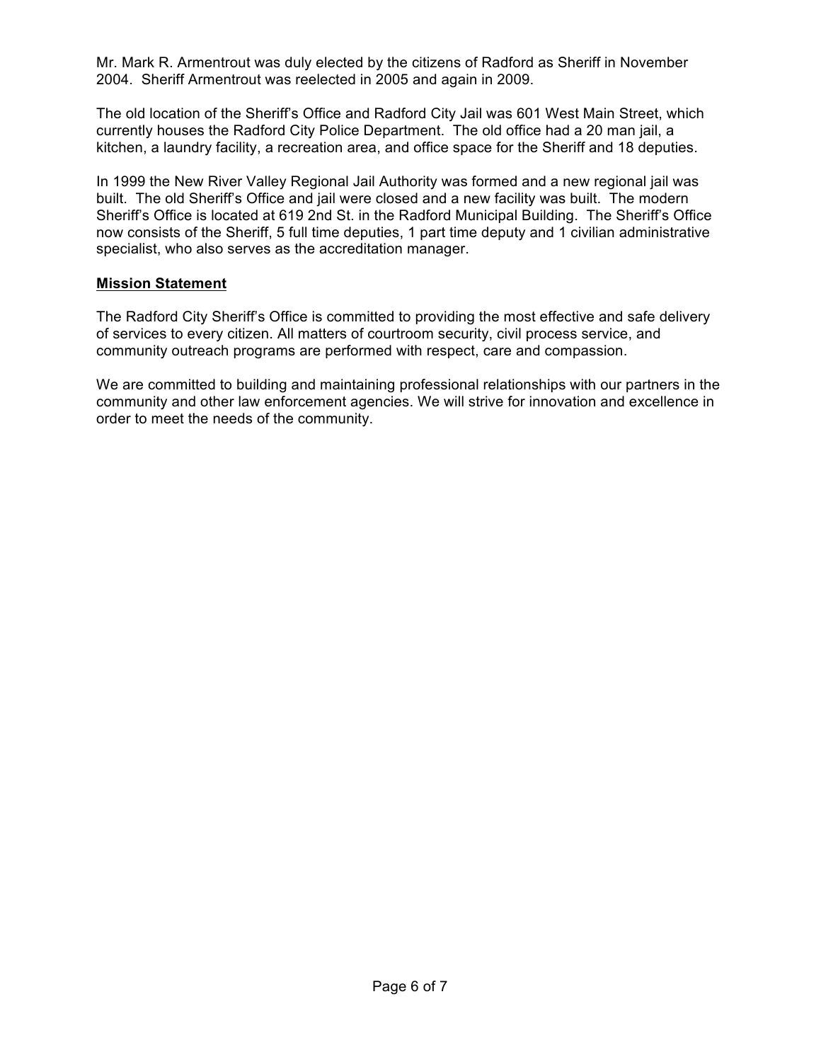Mr. Mark R. Armentrout was duly elected by the citizens of Radford as Sheriff in November 2004. Sheriff Armentrout was reelected in 2005 and again in 2009.

The old location of the Sheriff's Office and Radford City Jail was 601 West Main Street, which currently houses the Radford City Police Department. The old office had a 20 man jail, a kitchen, a laundry facility, a recreation area, and office space for the Sheriff and 18 deputies.

In 1999 the New River Valley Regional Jail Authority was formed and a new regional jail was built. The old Sheriff's Office and jail were closed and a new facility was built. The modern Sheriff's Office is located at 619 2nd St. in the Radford Municipal Building. The Sheriff's Office now consists of the Sheriff, 5 full time deputies, 1 part time deputy and 1 civilian administrative specialist, who also serves as the accreditation manager.

**Mission Statement**

The Radford City Sheriff's Office is committed to providing the most effective and safe delivery of services to every citizen. All matters of courtroom security, civil process service, and community outreach programs are performed with respect, care and compassion.

We are committed to building and maintaining professional relationships with our partners in the community and other law enforcement agencies. We will strive for innovation and excellence in order to meet the needs of the community.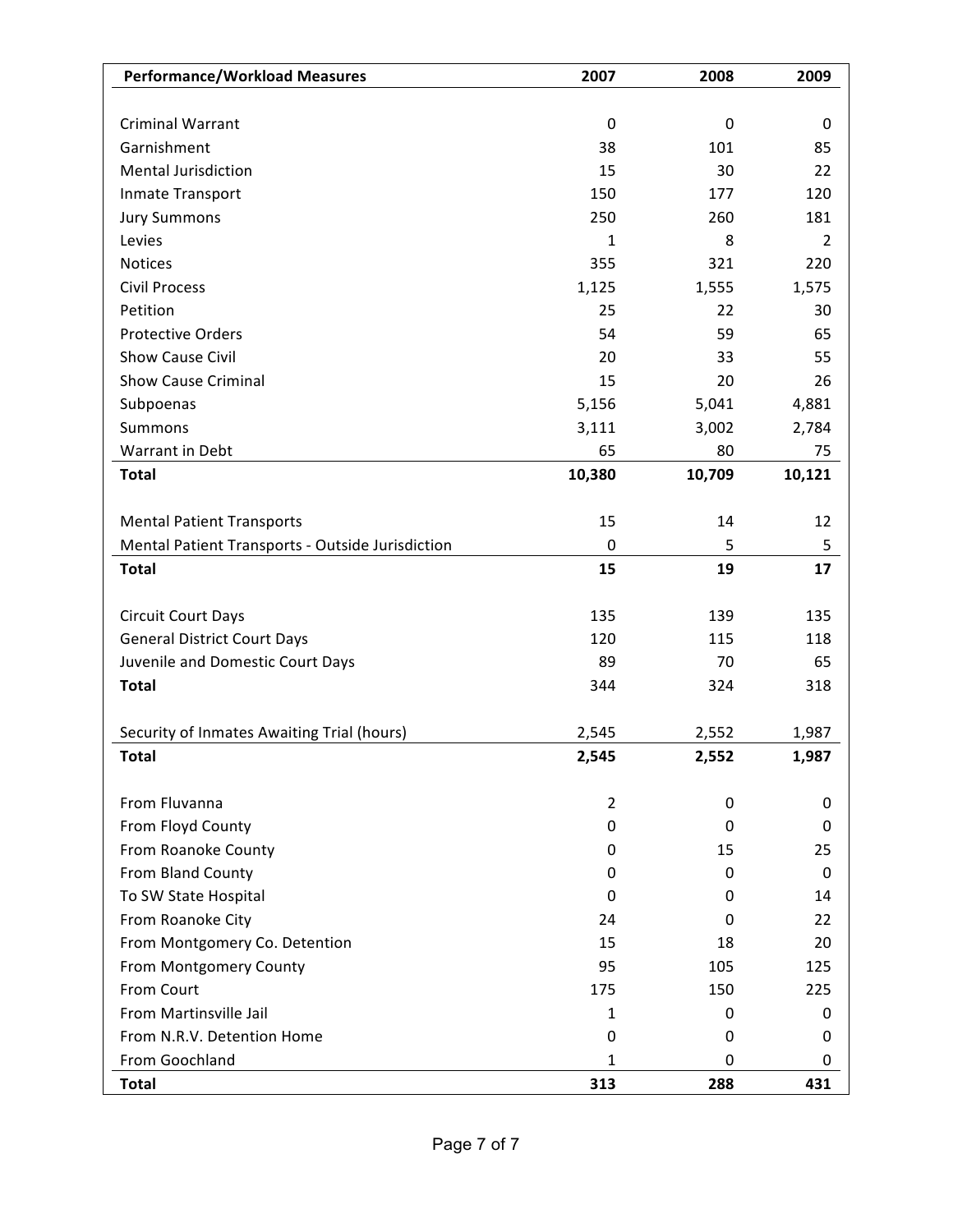| Performance/Workload Measures | 2007 | 2008 | 2009 |
| --- | --- | --- | --- |
| Criminal Warrant | 0 | 0 | 0 |
| Garnishment | 38 | 101 | 85 |
| Mental Jurisdiction | 15 | 30 | 22 |
| Inmate Transport | 150 | 177 | 120 |
| Jury Summons | 250 | 260 | 181 |
| Levies | 1 | 8 | 2 |
| Notices | 355 | 321 | 220 |
| Civil Process | 1,125 | 1,555 | 1,575 |
| Petition | 25 | 22 | 30 |
| Protective Orders | 54 | 59 | 65 |
| Show Cause Civil | 20 | 33 | 55 |
| Show Cause Criminal | 15 | 20 | 26 |
| Subpoenas | 5,156 | 5,041 | 4,881 |
| Summons | 3,111 | 3,002 | 2,784 |
| Warrant in Debt | 65 | 80 | 75 |
| **Total** | **10,380** | **10,709** | **10,121** |
| | | | |
| Mental Patient Transports | 15 | 14 | 12 |
| Mental Patient Transports - Outside Jurisdiction | 0 | 5 | 5 |
| **Total** | **15** | **19** | **17** |
| | | | |
| Circuit Court Days | 135 | 139 | 135 |
| General District Court Days | 120 | 115 | 118 |
| Juvenile and Domestic Court Days | 89 | 70 | 65 |
| **Total** | 344 | 324 | 318 |
| | | | |
| Security of Inmates Awaiting Trial (hours) | 2,545 | 2,552 | 1,987 |
| **Total** | **2,545** | **2,552** | **1,987** |
| | | | |
| From Fluvanna | 2 | 0 | 0 |
| From Floyd County | 0 | 0 | 0 |
| From Roanoke County | 0 | 15 | 25 |
| From Bland County | 0 | 0 | 0 |
| To SW State Hospital | 0 | 0 | 14 |
| From Roanoke City | 24 | 0 | 22 |
| From Montgomery Co. Detention | 15 | 18 | 20 |
| From Montgomery County | 95 | 105 | 125 |
| From Court | 175 | 150 | 225 |
| From Martinsville Jail | 1 | 0 | 0 |
| From N.R.V. Detention Home | 0 | 0 | 0 |
| From Goochland | 1 | 0 | 0 |
| **Total** | **313** | **288** | **431** |